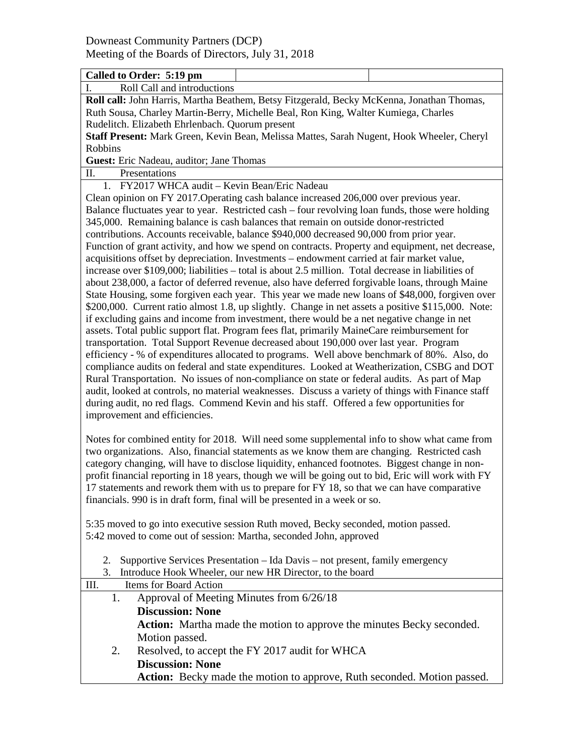Downeast Community Partners (DCP)
Meeting of the Boards of Directors, July 31, 2018

**Called to Order: 5:19 pm**

I. Roll Call and introductions

**Roll call:** John Harris, Martha Beathem, Betsy Fitzgerald, Becky McKenna, Jonathan Thomas, Ruth Sousa, Charley Martin-Berry, Michelle Beal, Ron King, Walter Kumiega, Charles Rudelitch. Elizabeth Ehrlenbach. Quorum present

**Staff Present:** Mark Green, Kevin Bean, Melissa Mattes, Sarah Nugent, Hook Wheeler, Cheryl Robbins

**Guest:** Eric Nadeau, auditor; Jane Thomas

II. Presentations

1. FY2017 WHCA audit – Kevin Bean/Eric Nadeau

Clean opinion on FY 2017.Operating cash balance increased 206,000 over previous year. Balance fluctuates year to year. Restricted cash – four revolving loan funds, those were holding 345,000. Remaining balance is cash balances that remain on outside donor-restricted contributions. Accounts receivable, balance $940,000 decreased 90,000 from prior year. Function of grant activity, and how we spend on contracts. Property and equipment, net decrease, acquisitions offset by depreciation. Investments – endowment carried at fair market value, increase over $109,000; liabilities – total is about 2.5 million. Total decrease in liabilities of about 238,000, a factor of deferred revenue, also have deferred forgivable loans, through Maine State Housing, some forgiven each year. This year we made new loans of $48,000, forgiven over $200,000. Current ratio almost 1.8, up slightly. Change in net assets a positive $115,000. Note: if excluding gains and income from investment, there would be a net negative change in net assets. Total public support flat. Program fees flat, primarily MaineCare reimbursement for transportation. Total Support Revenue decreased about 190,000 over last year. Program efficiency - % of expenditures allocated to programs. Well above benchmark of 80%. Also, do compliance audits on federal and state expenditures. Looked at Weatherization, CSBG and DOT Rural Transportation. No issues of non-compliance on state or federal audits. As part of Map audit, looked at controls, no material weaknesses. Discuss a variety of things with Finance staff during audit, no red flags. Commend Kevin and his staff. Offered a few opportunities for improvement and efficiencies.

Notes for combined entity for 2018. Will need some supplemental info to show what came from two organizations. Also, financial statements as we know them are changing. Restricted cash category changing, will have to disclose liquidity, enhanced footnotes. Biggest change in non-profit financial reporting in 18 years, though we will be going out to bid, Eric will work with FY 17 statements and rework them with us to prepare for FY 18, so that we can have comparative financials. 990 is in draft form, final will be presented in a week or so.

5:35 moved to go into executive session Ruth moved, Becky seconded, motion passed.
5:42 moved to come out of session: Martha, seconded John, approved

2. Supportive Services Presentation – Ida Davis – not present, family emergency
3. Introduce Hook Wheeler, our new HR Director, to the board

III. Items for Board Action

1. Approval of Meeting Minutes from 6/26/18
   **Discussion: None**
   **Action:** Martha made the motion to approve the minutes Becky seconded. Motion passed.
2. Resolved, to accept the FY 2017 audit for WHCA
   **Discussion: None**
   **Action:** Becky made the motion to approve, Ruth seconded. Motion passed.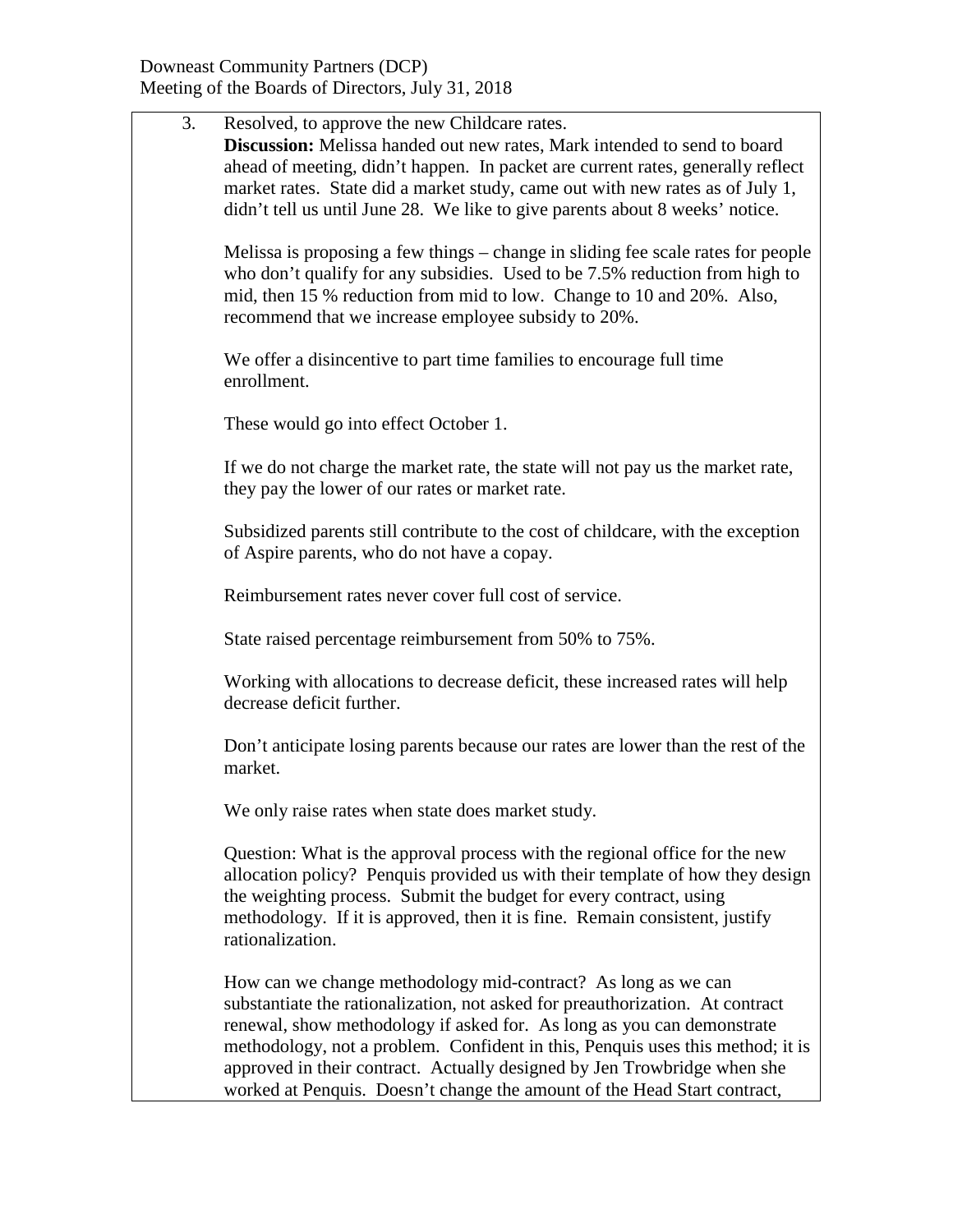Downeast Community Partners (DCP)
Meeting of the Boards of Directors, July 31, 2018

3. Resolved, to approve the new Childcare rates.
   **Discussion:** Melissa handed out new rates, Mark intended to send to board ahead of meeting, didn't happen. In packet are current rates, generally reflect market rates. State did a market study, came out with new rates as of July 1, didn't tell us until June 28. We like to give parents about 8 weeks' notice.

   Melissa is proposing a few things – change in sliding fee scale rates for people who don't qualify for any subsidies. Used to be 7.5% reduction from high to mid, then 15 % reduction from mid to low. Change to 10 and 20%. Also, recommend that we increase employee subsidy to 20%.

   We offer a disincentive to part time families to encourage full time enrollment.

   These would go into effect October 1.

   If we do not charge the market rate, the state will not pay us the market rate, they pay the lower of our rates or market rate.

   Subsidized parents still contribute to the cost of childcare, with the exception of Aspire parents, who do not have a copay.

   Reimbursement rates never cover full cost of service.

   State raised percentage reimbursement from 50% to 75%.

   Working with allocations to decrease deficit, these increased rates will help decrease deficit further.

   Don't anticipate losing parents because our rates are lower than the rest of the market.

   We only raise rates when state does market study.

   Question: What is the approval process with the regional office for the new allocation policy? Penquis provided us with their template of how they design the weighting process. Submit the budget for every contract, using methodology. If it is approved, then it is fine. Remain consistent, justify rationalization.

   How can we change methodology mid-contract? As long as we can substantiate the rationalization, not asked for preauthorization. At contract renewal, show methodology if asked for. As long as you can demonstrate methodology, not a problem. Confident in this, Penquis uses this method; it is approved in their contract. Actually designed by Jen Trowbridge when she worked at Penquis. Doesn't change the amount of the Head Start contract,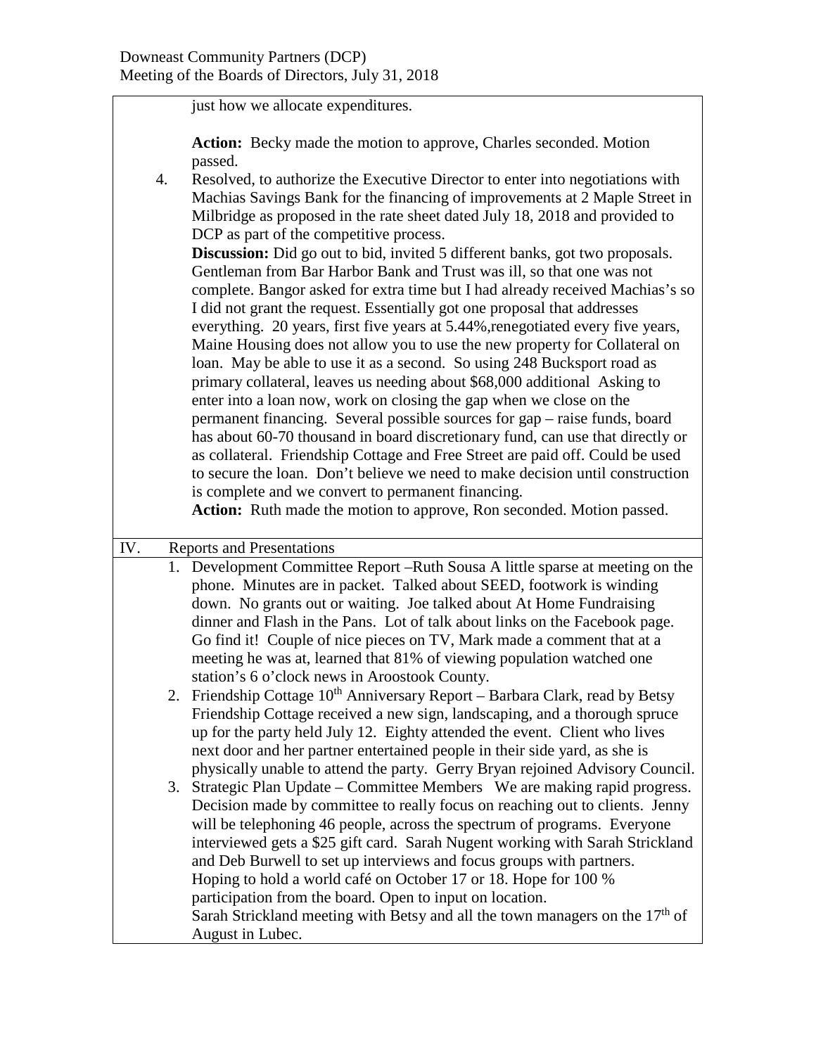just how we allocate expenditures.

**Action:** Becky made the motion to approve, Charles seconded. Motion passed.

4. Resolved, to authorize the Executive Director to enter into negotiations with Machias Savings Bank for the financing of improvements at 2 Maple Street in Milbridge as proposed in the rate sheet dated July 18, 2018 and provided to DCP as part of the competitive process.

   **Discussion:** Did go out to bid, invited 5 different banks, got two proposals. Gentleman from Bar Harbor Bank and Trust was ill, so that one was not complete. Bangor asked for extra time but I had already received Machias's so I did not grant the request. Essentially got one proposal that addresses everything. 20 years, first five years at 5.44%,renegotiated every five years, Maine Housing does not allow you to use the new property for Collateral on loan. May be able to use it as a second. So using 248 Bucksport road as primary collateral, leaves us needing about $68,000 additional Asking to enter into a loan now, work on closing the gap when we close on the permanent financing. Several possible sources for gap – raise funds, board has about 60-70 thousand in board discretionary fund, can use that directly or as collateral. Friendship Cottage and Free Street are paid off. Could be used to secure the loan. Don't believe we need to make decision until construction is complete and we convert to permanent financing.

   **Action:** Ruth made the motion to approve, Ron seconded. Motion passed.

## IV. Reports and Presentations

1. Development Committee Report –Ruth Sousa A little sparse at meeting on the phone. Minutes are in packet. Talked about SEED, footwork is winding down. No grants out or waiting. Joe talked about At Home Fundraising dinner and Flash in the Pans. Lot of talk about links on the Facebook page. Go find it! Couple of nice pieces on TV, Mark made a comment that at a meeting he was at, learned that 81% of viewing population watched one station's 6 o'clock news in Aroostook County.
2. Friendship Cottage 10th Anniversary Report – Barbara Clark, read by Betsy Friendship Cottage received a new sign, landscaping, and a thorough spruce up for the party held July 12. Eighty attended the event. Client who lives next door and her partner entertained people in their side yard, as she is physically unable to attend the party. Gerry Bryan rejoined Advisory Council.
3. Strategic Plan Update – Committee Members We are making rapid progress. Decision made by committee to really focus on reaching out to clients. Jenny will be telephoning 46 people, across the spectrum of programs. Everyone interviewed gets a $25 gift card. Sarah Nugent working with Sarah Strickland and Deb Burwell to set up interviews and focus groups with partners. Hoping to hold a world café on October 17 or 18. Hope for 100 % participation from the board. Open to input on location.
   Sarah Strickland meeting with Betsy and all the town managers on the 17th of August in Lubec.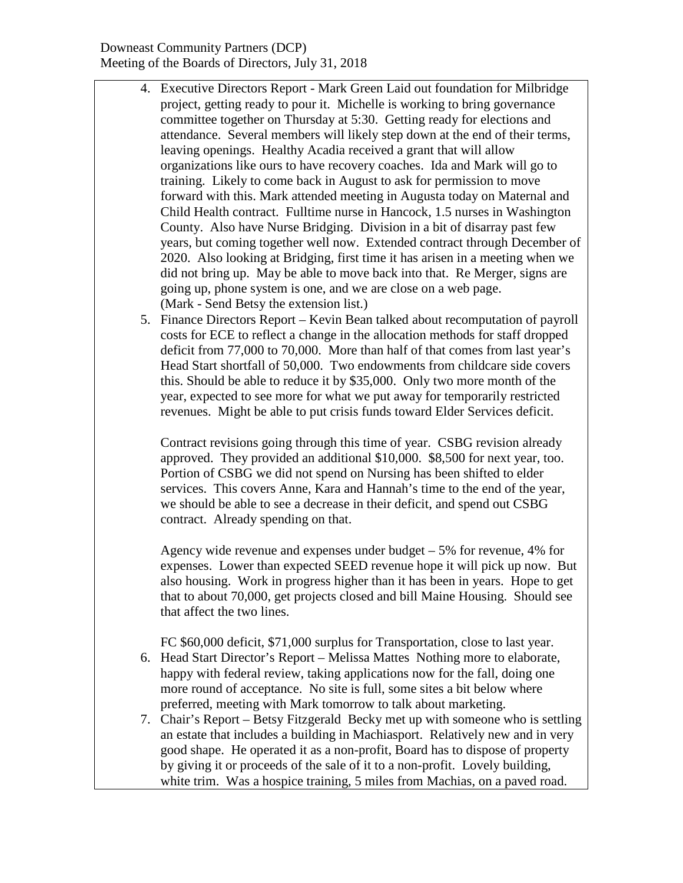4. Executive Directors Report - Mark Green Laid out foundation for Milbridge project, getting ready to pour it. Michelle is working to bring governance committee together on Thursday at 5:30. Getting ready for elections and attendance. Several members will likely step down at the end of their terms, leaving openings. Healthy Acadia received a grant that will allow organizations like ours to have recovery coaches. Ida and Mark will go to training. Likely to come back in August to ask for permission to move forward with this. Mark attended meeting in Augusta today on Maternal and Child Health contract. Fulltime nurse in Hancock, 1.5 nurses in Washington County. Also have Nurse Bridging. Division in a bit of disarray past few years, but coming together well now. Extended contract through December of 2020. Also looking at Bridging, first time it has arisen in a meeting when we did not bring up. May be able to move back into that. Re Merger, signs are going up, phone system is one, and we are close on a web page. (Mark - Send Betsy the extension list.)
5. Finance Directors Report – Kevin Bean talked about recomputation of payroll costs for ECE to reflect a change in the allocation methods for staff dropped deficit from 77,000 to 70,000. More than half of that comes from last year's Head Start shortfall of 50,000. Two endowments from childcare side covers this. Should be able to reduce it by $35,000. Only two more month of the year, expected to see more for what we put away for temporarily restricted revenues. Might be able to put crisis funds toward Elder Services deficit.

   Contract revisions going through this time of year. CSBG revision already approved. They provided an additional $10,000. $8,500 for next year, too. Portion of CSBG we did not spend on Nursing has been shifted to elder services. This covers Anne, Kara and Hannah's time to the end of the year, we should be able to see a decrease in their deficit, and spend out CSBG contract. Already spending on that.

   Agency wide revenue and expenses under budget – 5% for revenue, 4% for expenses. Lower than expected SEED revenue hope it will pick up now. But also housing. Work in progress higher than it has been in years. Hope to get that to about 70,000, get projects closed and bill Maine Housing. Should see that affect the two lines.

   FC $60,000 deficit, $71,000 surplus for Transportation, close to last year.
6. Head Start Director's Report – Melissa Mattes Nothing more to elaborate, happy with federal review, taking applications now for the fall, doing one more round of acceptance. No site is full, some sites a bit below where preferred, meeting with Mark tomorrow to talk about marketing.
7. Chair's Report – Betsy Fitzgerald Becky met up with someone who is settling an estate that includes a building in Machiasport. Relatively new and in very good shape. He operated it as a non-profit, Board has to dispose of property by giving it or proceeds of the sale of it to a non-profit. Lovely building, white trim. Was a hospice training, 5 miles from Machias, on a paved road.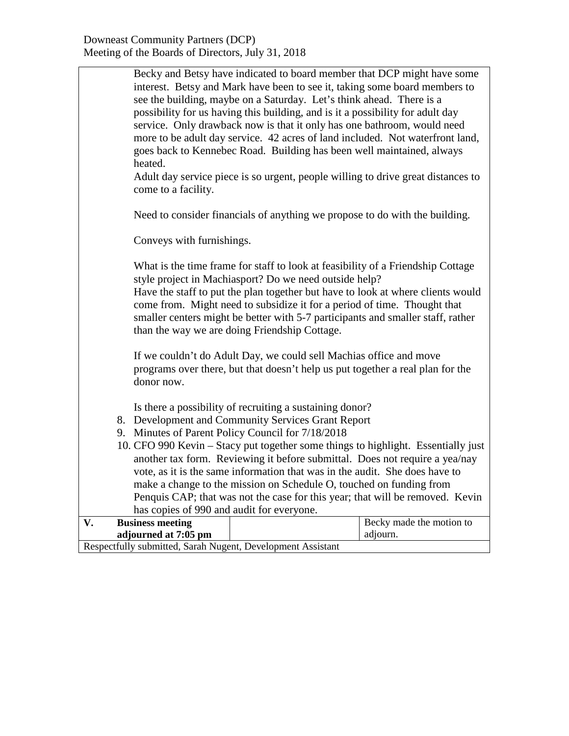Becky and Betsy have indicated to board member that DCP might have some interest. Betsy and Mark have been to see it, taking some board members to see the building, maybe on a Saturday. Let's think ahead. There is a possibility for us having this building, and is it a possibility for adult day service. Only drawback now is that it only has one bathroom, would need more to be adult day service. 42 acres of land included. Not waterfront land, goes back to Kennebec Road. Building has been well maintained, always heated.

Adult day service piece is so urgent, people willing to drive great distances to come to a facility.

Need to consider financials of anything we propose to do with the building.

Conveys with furnishings.

What is the time frame for staff to look at feasibility of a Friendship Cottage style project in Machiasport? Do we need outside help?

Have the staff to put the plan together but have to look at where clients would come from. Might need to subsidize it for a period of time. Thought that smaller centers might be better with 5-7 participants and smaller staff, rather than the way we are doing Friendship Cottage.

If we couldn't do Adult Day, we could sell Machias office and move programs over there, but that doesn't help us put together a real plan for the donor now.

Is there a possibility of recruiting a sustaining donor?

8. Development and Community Services Grant Report
9. Minutes of Parent Policy Council for 7/18/2018
10. CFO 990 Kevin – Stacy put together some things to highlight. Essentially just another tax form. Reviewing it before submittal. Does not require a yea/nay vote, as it is the same information that was in the audit. She does have to make a change to the mission on Schedule O, touched on funding from Penquis CAP; that was not the case for this year; that will be removed. Kevin has copies of 990 and audit for everyone.

| | | |
|---|---|---|
| **V. Business meeting adjourned at 7:05 pm** | | Becky made the motion to adjourn. |

Respectfully submitted, Sarah Nugent, Development Assistant